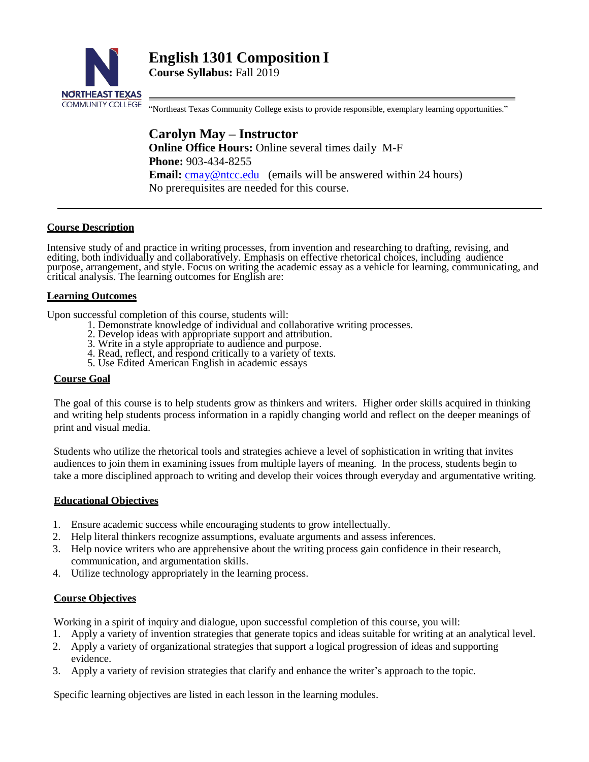# English 1301 Composition I

**Course Syllabus:** Fall 2019

"Northeast Texas Community College exists to provide responsible, exemplary learning opportunities."

## Carolyn May – Instructor

**Online Office Hours:** Online several times daily M-F
**Phone:** 903-434-8255
**Email:** cmay@ntcc.edu (emails will be answered within 24 hours)
No prerequisites are needed for this course.

---

### Course Description

Intensive study of and practice in writing processes, from invention and researching to drafting, revising, and editing, both individually and collaboratively. Emphasis on effective rhetorical choices, including audience purpose, arrangement, and style. Focus on writing the academic essay as a vehicle for learning, communicating, and critical analysis. The learning outcomes for English are:

### Learning Outcomes

Upon successful completion of this course, students will:

1. Demonstrate knowledge of individual and collaborative writing processes.
2. Develop ideas with appropriate support and attribution.
3. Write in a style appropriate to audience and purpose.
4. Read, reflect, and respond critically to a variety of texts.
5. Use Edited American English in academic essays

### Course Goal

The goal of this course is to help students grow as thinkers and writers. Higher order skills acquired in thinking and writing help students process information in a rapidly changing world and reflect on the deeper meanings of print and visual media.

Students who utilize the rhetorical tools and strategies achieve a level of sophistication in writing that invites audiences to join them in examining issues from multiple layers of meaning. In the process, students begin to take a more disciplined approach to writing and develop their voices through everyday and argumentative writing.

### Educational Objectives

1. Ensure academic success while encouraging students to grow intellectually.
2. Help literal thinkers recognize assumptions, evaluate arguments and assess inferences.
3. Help novice writers who are apprehensive about the writing process gain confidence in their research, communication, and argumentation skills.
4. Utilize technology appropriately in the learning process.

### Course Objectives

Working in a spirit of inquiry and dialogue, upon successful completion of this course, you will:

1. Apply a variety of invention strategies that generate topics and ideas suitable for writing at an analytical level.
2. Apply a variety of organizational strategies that support a logical progression of ideas and supporting evidence.
3. Apply a variety of revision strategies that clarify and enhance the writer's approach to the topic.

Specific learning objectives are listed in each lesson in the learning modules.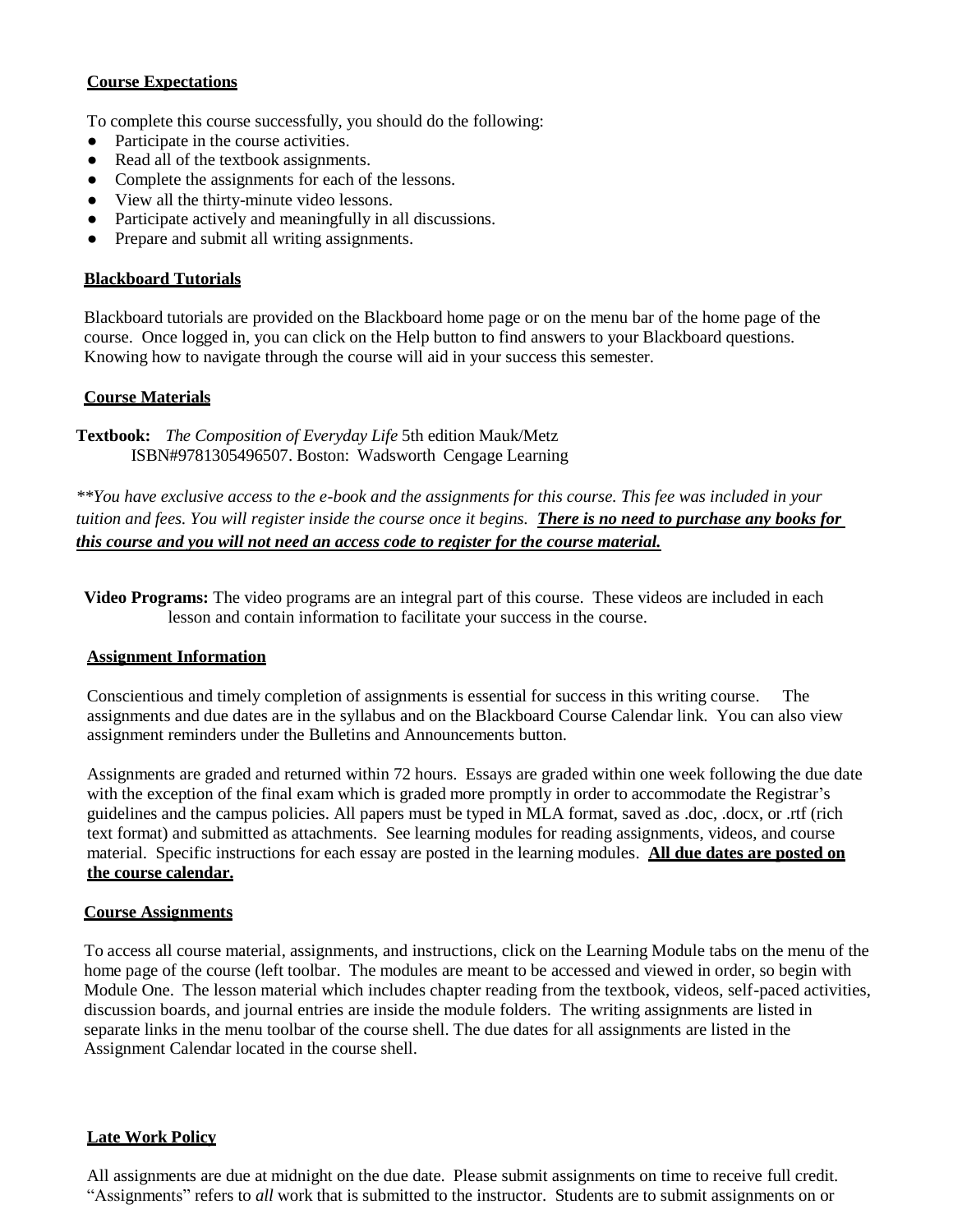**Course Expectations**

To complete this course successfully, you should do the following:

- Participate in the course activities.
- Read all of the textbook assignments.
- Complete the assignments for each of the lessons.
- View all the thirty-minute video lessons.
- Participate actively and meaningfully in all discussions.
- Prepare and submit all writing assignments.

**Blackboard Tutorials**

Blackboard tutorials are provided on the Blackboard home page or on the menu bar of the home page of the course. Once logged in, you can click on the Help button to find answers to your Blackboard questions. Knowing how to navigate through the course will aid in your success this semester.

**Course Materials**

**Textbook:** *The Composition of Everyday Life* 5th edition Mauk/Metz ISBN#9781305496507. Boston: Wadsworth Cengage Learning

*\*\*You have exclusive access to the e-book and the assignments for this course. This fee was included in your tuition and fees. You will register inside the course once it begins.* ***There is no need to purchase any books for this course and you will not need an access code to register for the course material.***

**Video Programs:** The video programs are an integral part of this course. These videos are included in each lesson and contain information to facilitate your success in the course.

**Assignment Information**

Conscientious and timely completion of assignments is essential for success in this writing course. The assignments and due dates are in the syllabus and on the Blackboard Course Calendar link. You can also view assignment reminders under the Bulletins and Announcements button.

Assignments are graded and returned within 72 hours. Essays are graded within one week following the due date with the exception of the final exam which is graded more promptly in order to accommodate the Registrar's guidelines and the campus policies. All papers must be typed in MLA format, saved as .doc, .docx, or .rtf (rich text format) and submitted as attachments. See learning modules for reading assignments, videos, and course material. Specific instructions for each essay are posted in the learning modules. **All due dates are posted on the course calendar.**

**Course Assignments**

To access all course material, assignments, and instructions, click on the Learning Module tabs on the menu of the home page of the course (left toolbar. The modules are meant to be accessed and viewed in order, so begin with Module One. The lesson material which includes chapter reading from the textbook, videos, self-paced activities, discussion boards, and journal entries are inside the module folders. The writing assignments are listed in separate links in the menu toolbar of the course shell. The due dates for all assignments are listed in the Assignment Calendar located in the course shell.

**Late Work Policy**

All assignments are due at midnight on the due date. Please submit assignments on time to receive full credit. "Assignments" refers to *all* work that is submitted to the instructor. Students are to submit assignments on or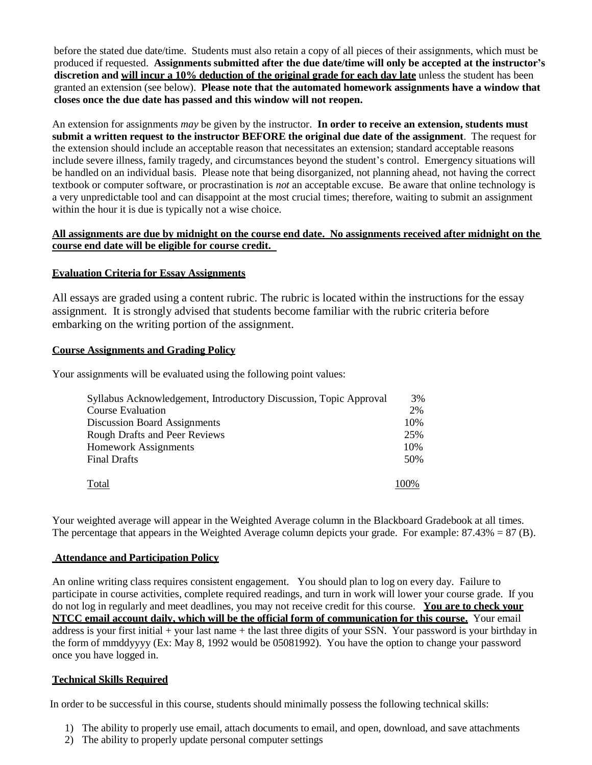before the stated due date/time. Students must also retain a copy of all pieces of their assignments, which must be produced if requested. **Assignments submitted after the due date/time will only be accepted at the instructor's discretion and will incur a 10% deduction of the original grade for each day late** unless the student has been granted an extension (see below). **Please note that the automated homework assignments have a window that closes once the due date has passed and this window will not reopen.**

An extension for assignments *may* be given by the instructor. **In order to receive an extension, students must submit a written request to the instructor BEFORE the original due date of the assignment**. The request for the extension should include an acceptable reason that necessitates an extension; standard acceptable reasons include severe illness, family tragedy, and circumstances beyond the student's control. Emergency situations will be handled on an individual basis. Please note that being disorganized, not planning ahead, not having the correct textbook or computer software, or procrastination is *not* an acceptable excuse. Be aware that online technology is a very unpredictable tool and can disappoint at the most crucial times; therefore, waiting to submit an assignment within the hour it is due is typically not a wise choice.

**All assignments are due by midnight on the course end date. No assignments received after midnight on the course end date will be eligible for course credit.**

### Evaluation Criteria for Essay Assignments

All essays are graded using a content rubric. The rubric is located within the instructions for the essay assignment. It is strongly advised that students become familiar with the rubric criteria before embarking on the writing portion of the assignment.

### Course Assignments and Grading Policy

Your assignments will be evaluated using the following point values:

| Assignment | Weight |
|---|---|
| Syllabus Acknowledgement, Introductory Discussion, Topic Approval | 3% |
| Course Evaluation | 2% |
| Discussion Board Assignments | 10% |
| Rough Drafts and Peer Reviews | 25% |
| Homework Assignments | 10% |
| Final Drafts | 50% |
| Total | 100% |

Your weighted average will appear in the Weighted Average column in the Blackboard Gradebook at all times. The percentage that appears in the Weighted Average column depicts your grade. For example: 87.43% = 87 (B).

### Attendance and Participation Policy

An online writing class requires consistent engagement. You should plan to log on every day. Failure to participate in course activities, complete required readings, and turn in work will lower your course grade. If you do not log in regularly and meet deadlines, you may not receive credit for this course. **You are to check your NTCC email account daily, which will be the official form of communication for this course.** Your email address is your first initial + your last name + the last three digits of your SSN. Your password is your birthday in the form of mmddyyyy (Ex: May 8, 1992 would be 05081992). You have the option to change your password once you have logged in.

### Technical Skills Required

In order to be successful in this course, students should minimally possess the following technical skills:

1) The ability to properly use email, attach documents to email, and open, download, and save attachments
2) The ability to properly update personal computer settings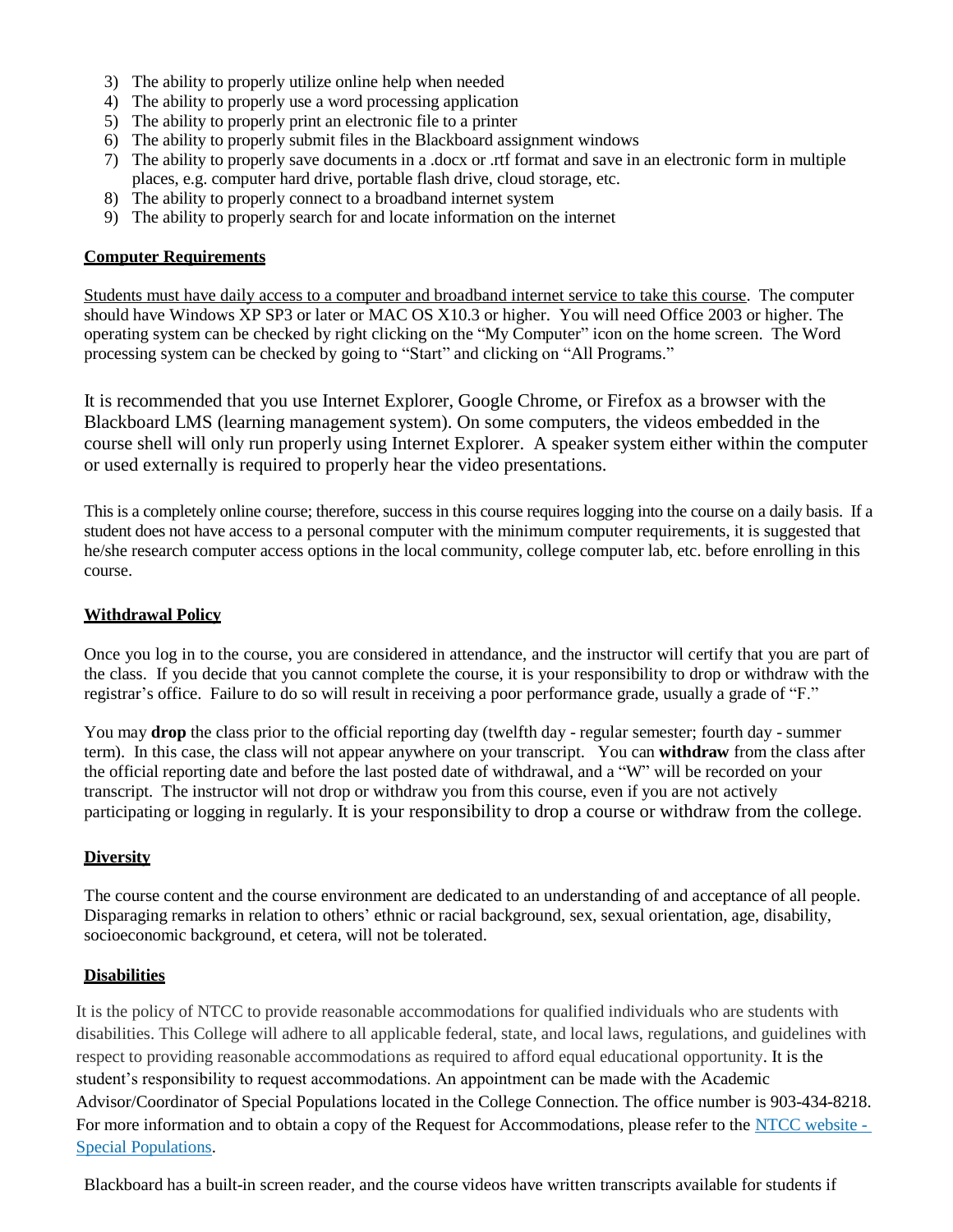3) The ability to properly utilize online help when needed
4) The ability to properly use a word processing application
5) The ability to properly print an electronic file to a printer
6) The ability to properly submit files in the Blackboard assignment windows
7) The ability to properly save documents in a .docx or .rtf format and save in an electronic form in multiple places, e.g. computer hard drive, portable flash drive, cloud storage, etc.
8) The ability to properly connect to a broadband internet system
9) The ability to properly search for and locate information on the internet

**Computer Requirements**

Students must have daily access to a computer and broadband internet service to take this course. The computer should have Windows XP SP3 or later or MAC OS X10.3 or higher. You will need Office 2003 or higher. The operating system can be checked by right clicking on the "My Computer" icon on the home screen. The Word processing system can be checked by going to "Start" and clicking on "All Programs."

It is recommended that you use Internet Explorer, Google Chrome, or Firefox as a browser with the Blackboard LMS (learning management system). On some computers, the videos embedded in the course shell will only run properly using Internet Explorer. A speaker system either within the computer or used externally is required to properly hear the video presentations.

This is a completely online course; therefore, success in this course requires logging into the course on a daily basis. If a student does not have access to a personal computer with the minimum computer requirements, it is suggested that he/she research computer access options in the local community, college computer lab, etc. before enrolling in this course.

**Withdrawal Policy**

Once you log in to the course, you are considered in attendance, and the instructor will certify that you are part of the class. If you decide that you cannot complete the course, it is your responsibility to drop or withdraw with the registrar's office. Failure to do so will result in receiving a poor performance grade, usually a grade of "F."

You may **drop** the class prior to the official reporting day (twelfth day - regular semester; fourth day - summer term). In this case, the class will not appear anywhere on your transcript. You can **withdraw** from the class after the official reporting date and before the last posted date of withdrawal, and a "W" will be recorded on your transcript. The instructor will not drop or withdraw you from this course, even if you are not actively participating or logging in regularly. It is your responsibility to drop a course or withdraw from the college.

**Diversity**

The course content and the course environment are dedicated to an understanding of and acceptance of all people. Disparaging remarks in relation to others' ethnic or racial background, sex, sexual orientation, age, disability, socioeconomic background, et cetera, will not be tolerated.

**Disabilities**

It is the policy of NTCC to provide reasonable accommodations for qualified individuals who are students with disabilities. This College will adhere to all applicable federal, state, and local laws, regulations, and guidelines with respect to providing reasonable accommodations as required to afford equal educational opportunity. It is the student's responsibility to request accommodations. An appointment can be made with the Academic Advisor/Coordinator of Special Populations located in the College Connection. The office number is 903-434-8218. For more information and to obtain a copy of the Request for Accommodations, please refer to the NTCC website - Special Populations.

Blackboard has a built-in screen reader, and the course videos have written transcripts available for students if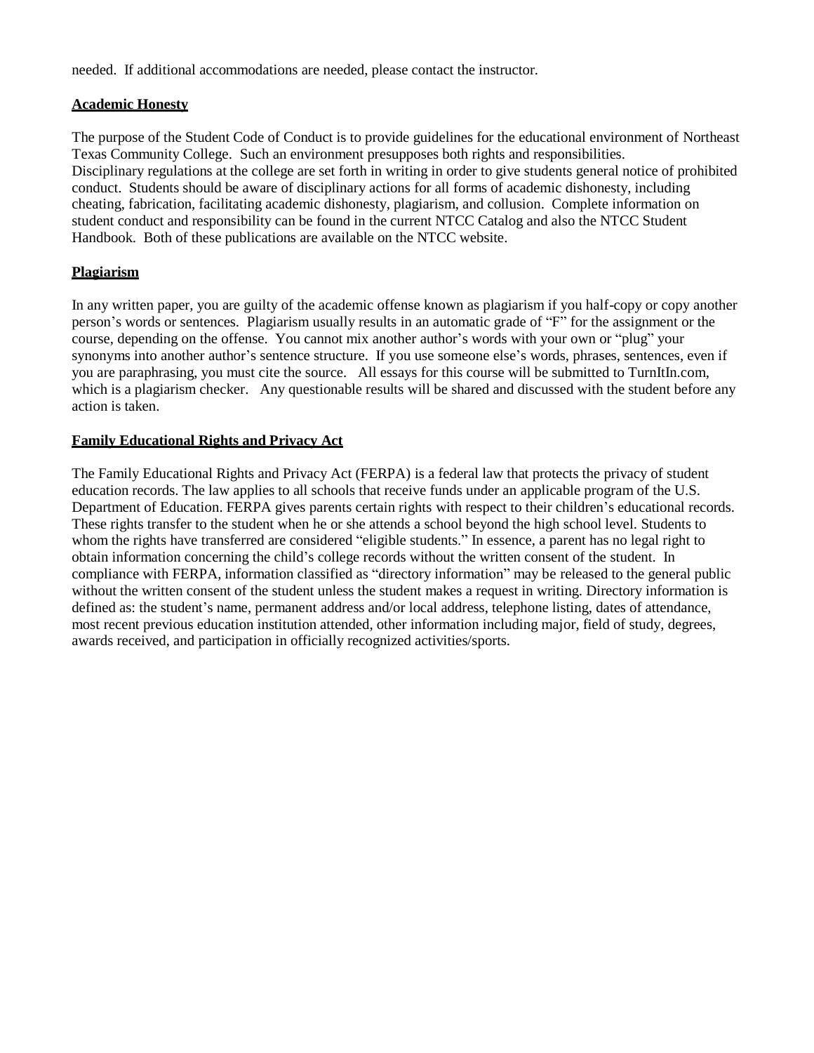needed. If additional accommodations are needed, please contact the instructor.

## Academic Honesty

The purpose of the Student Code of Conduct is to provide guidelines for the educational environment of Northeast Texas Community College. Such an environment presupposes both rights and responsibilities. Disciplinary regulations at the college are set forth in writing in order to give students general notice of prohibited conduct. Students should be aware of disciplinary actions for all forms of academic dishonesty, including cheating, fabrication, facilitating academic dishonesty, plagiarism, and collusion. Complete information on student conduct and responsibility can be found in the current NTCC Catalog and also the NTCC Student Handbook. Both of these publications are available on the NTCC website.

## Plagiarism

In any written paper, you are guilty of the academic offense known as plagiarism if you half-copy or copy another person's words or sentences. Plagiarism usually results in an automatic grade of "F" for the assignment or the course, depending on the offense. You cannot mix another author's words with your own or "plug" your synonyms into another author's sentence structure. If you use someone else's words, phrases, sentences, even if you are paraphrasing, you must cite the source. All essays for this course will be submitted to TurnItIn.com, which is a plagiarism checker. Any questionable results will be shared and discussed with the student before any action is taken.

## Family Educational Rights and Privacy Act

The Family Educational Rights and Privacy Act (FERPA) is a federal law that protects the privacy of student education records. The law applies to all schools that receive funds under an applicable program of the U.S. Department of Education. FERPA gives parents certain rights with respect to their children's educational records. These rights transfer to the student when he or she attends a school beyond the high school level. Students to whom the rights have transferred are considered "eligible students." In essence, a parent has no legal right to obtain information concerning the child's college records without the written consent of the student. In compliance with FERPA, information classified as "directory information" may be released to the general public without the written consent of the student unless the student makes a request in writing. Directory information is defined as: the student's name, permanent address and/or local address, telephone listing, dates of attendance, most recent previous education institution attended, other information including major, field of study, degrees, awards received, and participation in officially recognized activities/sports.